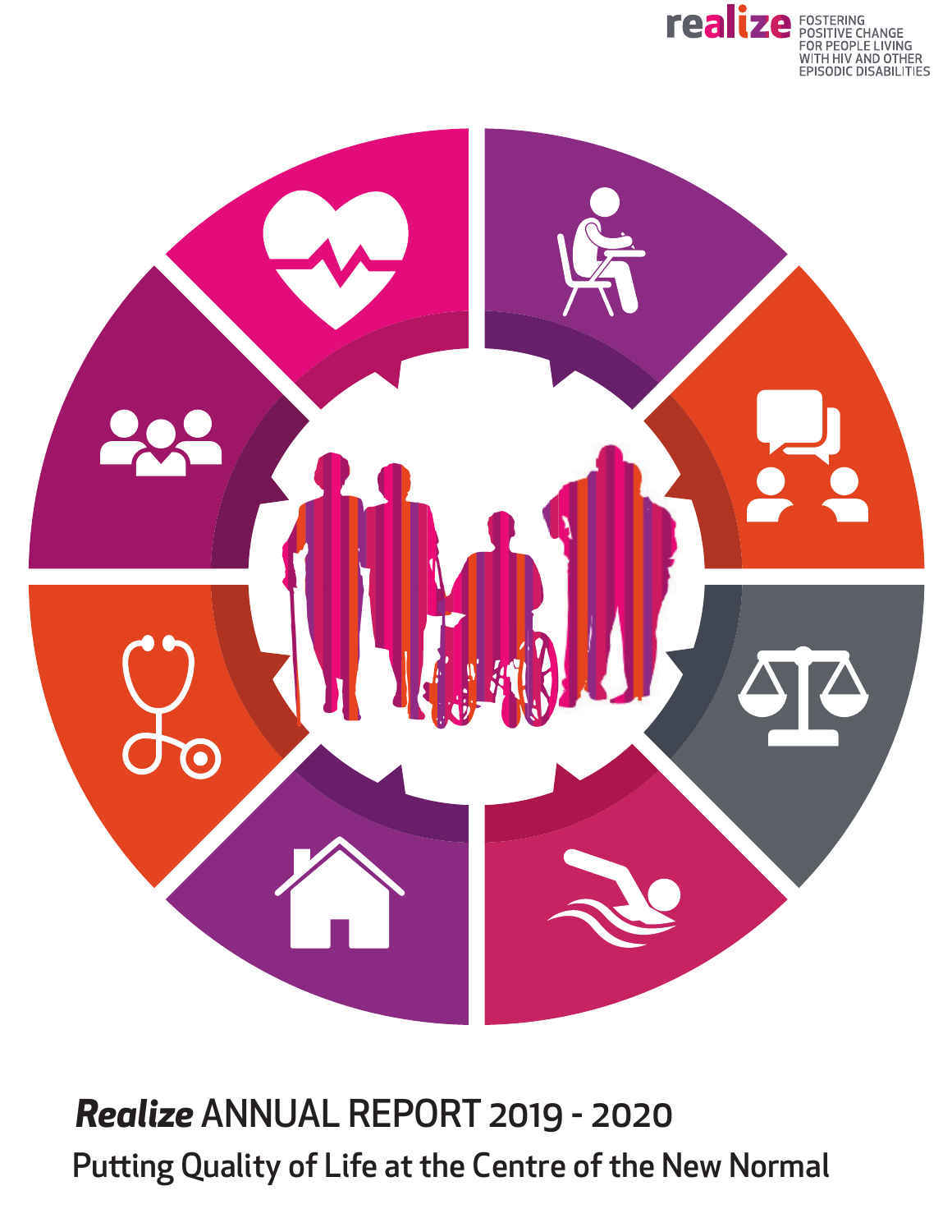realize FOSTERING POSITIVE CHANGE FOR PEOPLE LIVING WITH HIV AND OTHER EPISODIC DISABILITIES

# *Realize* ANNUAL REPORT 2019 - 2020

## Putting Quality of Life at the Centre of the New Normal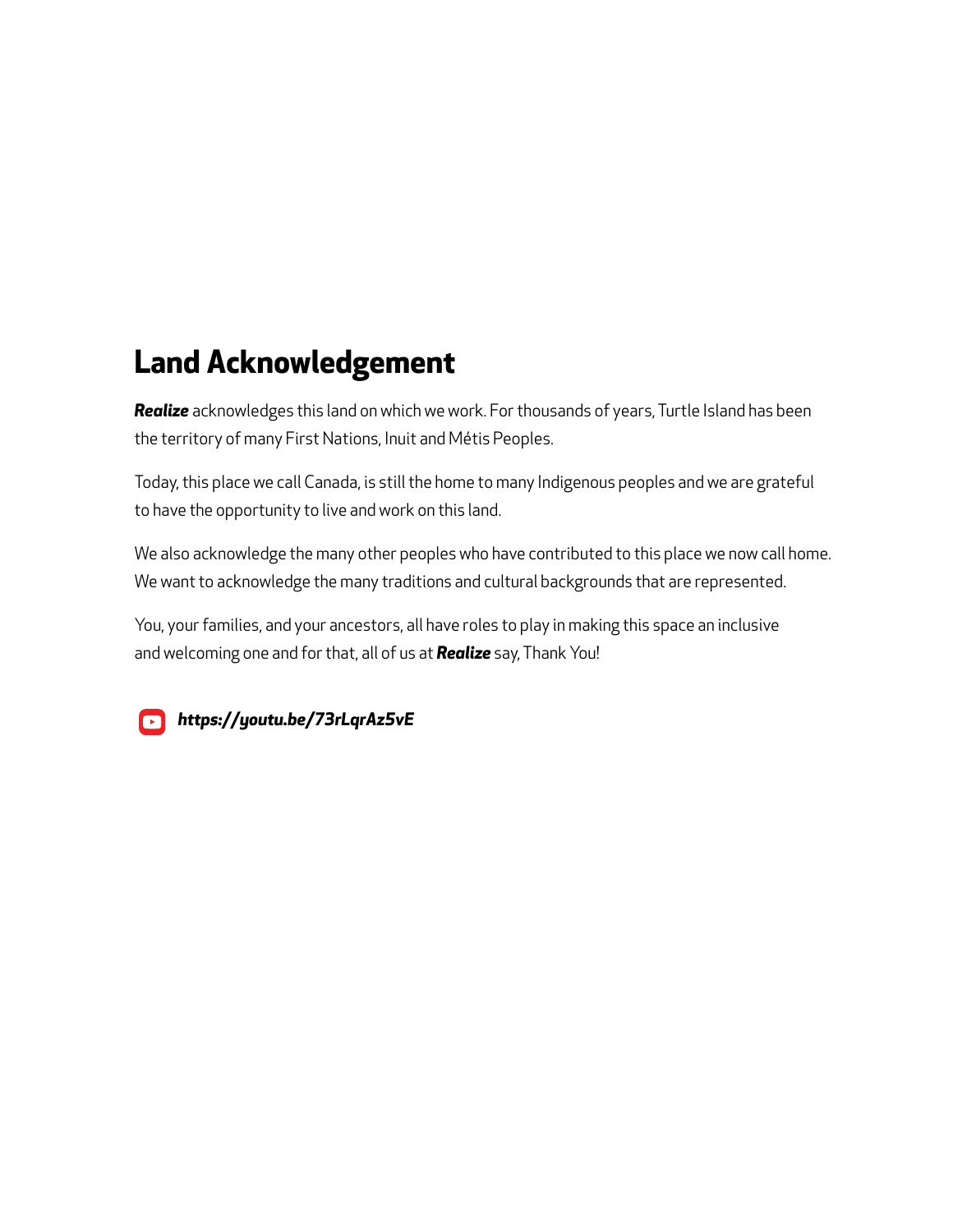# Land Acknowledgement

***Realize*** acknowledges this land on which we work. For thousands of years, Turtle Island has been the territory of many First Nations, Inuit and Métis Peoples.

Today, this place we call Canada, is still the home to many Indigenous peoples and we are grateful to have the opportunity to live and work on this land.

We also acknowledge the many other peoples who have contributed to this place we now call home. We want to acknowledge the many traditions and cultural backgrounds that are represented.

You, your families, and your ancestors, all have roles to play in making this space an inclusive and welcoming one and for that, all of us at ***Realize*** say, Thank You!

***https://youtu.be/73rLqrAz5vE***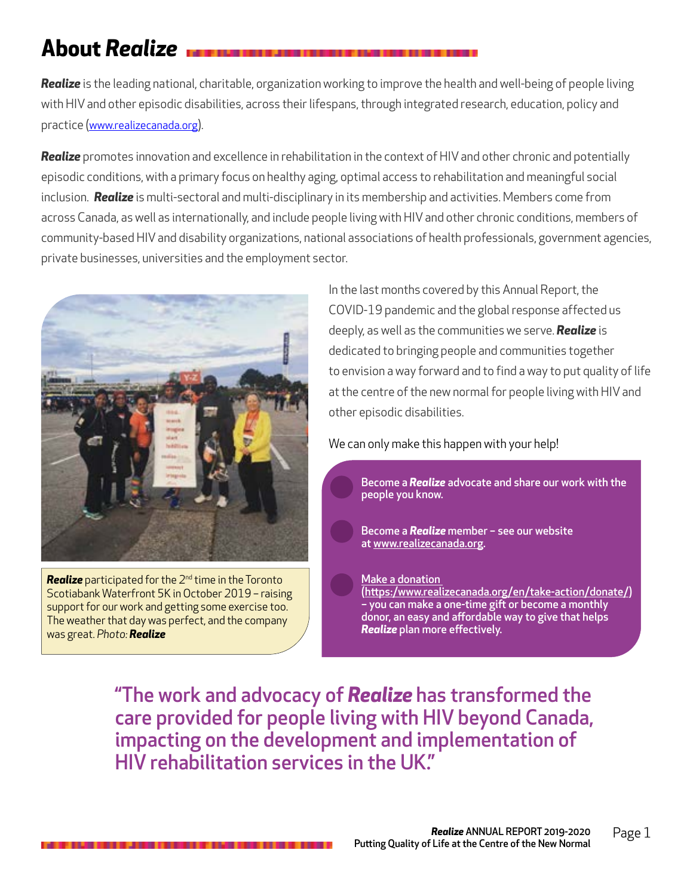# About *Realize*

***Realize*** is the leading national, charitable, organization working to improve the health and well-being of people living with HIV and other episodic disabilities, across their lifespans, through integrated research, education, policy and practice (www.realizecanada.org).

***Realize*** promotes innovation and excellence in rehabilitation in the context of HIV and other chronic and potentially episodic conditions, with a primary focus on healthy aging, optimal access to rehabilitation and meaningful social inclusion. ***Realize*** is multi-sectoral and multi-disciplinary in its membership and activities. Members come from across Canada, as well as internationally, and include people living with HIV and other chronic conditions, members of community-based HIV and disability organizations, national associations of health professionals, government agencies, private businesses, universities and the employment sector.

***Realize*** participated for the 2nd time in the Toronto Scotiabank Waterfront 5K in October 2019 – raising support for our work and getting some exercise too. The weather that day was perfect, and the company was great. *Photo:* ***Realize***

In the last months covered by this Annual Report, the COVID-19 pandemic and the global response affected us deeply, as well as the communities we serve. ***Realize*** is dedicated to bringing people and communities together to envision a way forward and to find a way to put quality of life at the centre of the new normal for people living with HIV and other episodic disabilities.

We can only make this happen with your help!

- Become a ***Realize*** advocate and share our work with the people you know.
- Become a ***Realize*** member – see our website at www.realizecanada.org.
- Make a donation (https:/www.realizecanada.org/en/take-action/donate/) – you can make a one-time gift or become a monthly donor, an easy and affordable way to give that helps ***Realize*** plan more effectively.

> "The work and advocacy of ***Realize*** has transformed the care provided for people living with HIV beyond Canada, impacting on the development and implementation of HIV rehabilitation services in the UK."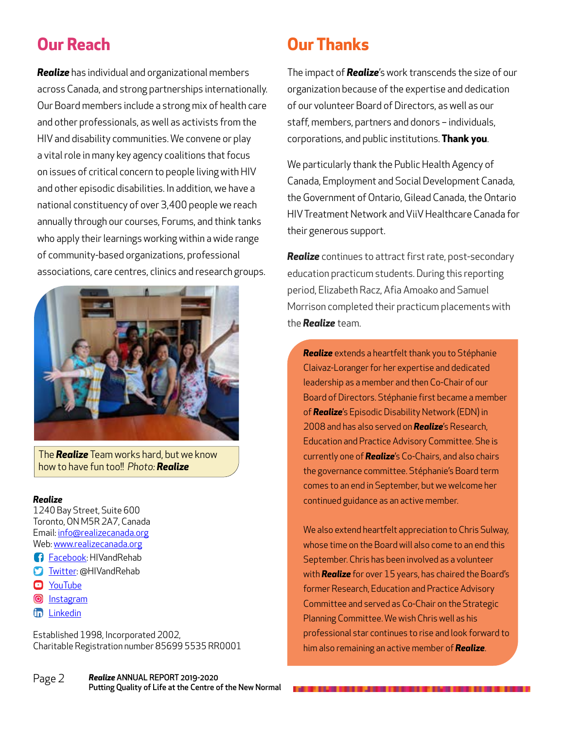## Our Reach

***Realize*** has individual and organizational members across Canada, and strong partnerships internationally. Our Board members include a strong mix of health care and other professionals, as well as activists from the HIV and disability communities. We convene or play a vital role in many key agency coalitions that focus on issues of critical concern to people living with HIV and other episodic disabilities. In addition, we have a national constituency of over 3,400 people we reach annually through our courses, Forums, and think tanks who apply their learnings working within a wide range of community-based organizations, professional associations, care centres, clinics and research groups.

The ***Realize*** Team works hard, but we know how to have fun too!! *Photo:* ***Realize***

***Realize***
1240 Bay Street, Suite 600
Toronto, ON M5R 2A7, Canada
Email: info@realizecanada.org
Web: www.realizecanada.org

- Facebook: HIVandRehab
- Twitter: @HIVandRehab
- YouTube
- Instagram
- Linkedin

Established 1998, Incorporated 2002,
Charitable Registration number 85699 5535 RR0001

## Our Thanks

The impact of ***Realize***'s work transcends the size of our organization because of the expertise and dedication of our volunteer Board of Directors, as well as our staff, members, partners and donors – individuals, corporations, and public institutions. **Thank you**.

We particularly thank the Public Health Agency of Canada, Employment and Social Development Canada, the Government of Ontario, Gilead Canada, the Ontario HIV Treatment Network and ViiV Healthcare Canada for their generous support.

***Realize*** continues to attract first rate, post-secondary education practicum students. During this reporting period, Elizabeth Racz, Afia Amoako and Samuel Morrison completed their practicum placements with the ***Realize*** team.

***Realize*** extends a heartfelt thank you to Stéphanie Claivaz-Loranger for her expertise and dedicated leadership as a member and then Co-Chair of our Board of Directors. Stéphanie first became a member of ***Realize***'s Episodic Disability Network (EDN) in 2008 and has also served on ***Realize***'s Research, Education and Practice Advisory Committee. She is currently one of ***Realize***'s Co-Chairs, and also chairs the governance committee. Stéphanie's Board term comes to an end in September, but we welcome her continued guidance as an active member.

We also extend heartfelt appreciation to Chris Sulway, whose time on the Board will also come to an end this September. Chris has been involved as a volunteer with ***Realize*** for over 15 years, has chaired the Board's former Research, Education and Practice Advisory Committee and served as Co-Chair on the Strategic Planning Committee. We wish Chris well as his professional star continues to rise and look forward to him also remaining an active member of ***Realize***.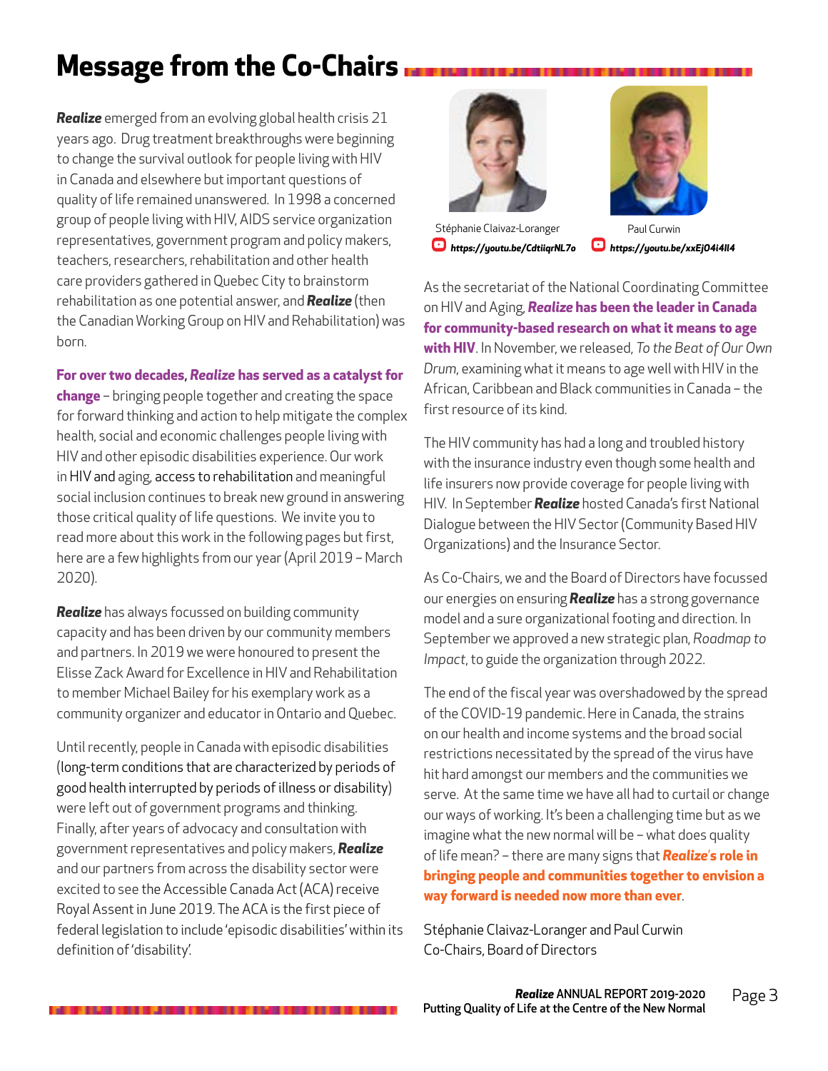# Message from the Co-Chairs

***Realize*** emerged from an evolving global health crisis 21 years ago. Drug treatment breakthroughs were beginning to change the survival outlook for people living with HIV in Canada and elsewhere but important questions of quality of life remained unanswered. In 1998 a concerned group of people living with HIV, AIDS service organization representatives, government program and policy makers, teachers, researchers, rehabilitation and other health care providers gathered in Quebec City to brainstorm rehabilitation as one potential answer, and ***Realize*** (then the Canadian Working Group on HIV and Rehabilitation) was born.

**For over two decades, *Realize* has served as a catalyst for change** – bringing people together and creating the space for forward thinking and action to help mitigate the complex health, social and economic challenges people living with HIV and other episodic disabilities experience. Our work in HIV and aging, access to rehabilitation and meaningful social inclusion continues to break new ground in answering those critical quality of life questions. We invite you to read more about this work in the following pages but first, here are a few highlights from our year (April 2019 – March 2020).

***Realize*** has always focussed on building community capacity and has been driven by our community members and partners. In 2019 we were honoured to present the Elisse Zack Award for Excellence in HIV and Rehabilitation to member Michael Bailey for his exemplary work as a community organizer and educator in Ontario and Quebec.

Until recently, people in Canada with episodic disabilities (long-term conditions that are characterized by periods of good health interrupted by periods of illness or disability) were left out of government programs and thinking. Finally, after years of advocacy and consultation with government representatives and policy makers, ***Realize*** and our partners from across the disability sector were excited to see the Accessible Canada Act (ACA) receive Royal Assent in June 2019. The ACA is the first piece of federal legislation to include 'episodic disabilities' within its definition of 'disability'.

Stéphanie Claivaz-Loranger
***https://youtu.be/CdtiiqrNL7o***

Paul Curwin
***https://youtu.be/xxEjO4i4lI4***

As the secretariat of the National Coordinating Committee on HIV and Aging, ***Realize* has been the leader in Canada for community-based research on what it means to age with HIV**. In November, we released, *To the Beat of Our Own Drum*, examining what it means to age well with HIV in the African, Caribbean and Black communities in Canada – the first resource of its kind.

The HIV community has had a long and troubled history with the insurance industry even though some health and life insurers now provide coverage for people living with HIV. In September ***Realize*** hosted Canada's first National Dialogue between the HIV Sector (Community Based HIV Organizations) and the Insurance Sector.

As Co-Chairs, we and the Board of Directors have focussed our energies on ensuring ***Realize*** has a strong governance model and a sure organizational footing and direction. In September we approved a new strategic plan, *Roadmap to Impact*, to guide the organization through 2022.

The end of the fiscal year was overshadowed by the spread of the COVID-19 pandemic. Here in Canada, the strains on our health and income systems and the broad social restrictions necessitated by the spread of the virus have hit hard amongst our members and the communities we serve. At the same time we have all had to curtail or change our ways of working. It's been a challenging time but as we imagine what the new normal will be – what does quality of life mean? – there are many signs that ***Realize*'s role in bringing people and communities together to envision a way forward is needed now more than ever**.

Stéphanie Claivaz-Loranger and Paul Curwin
Co-Chairs, Board of Directors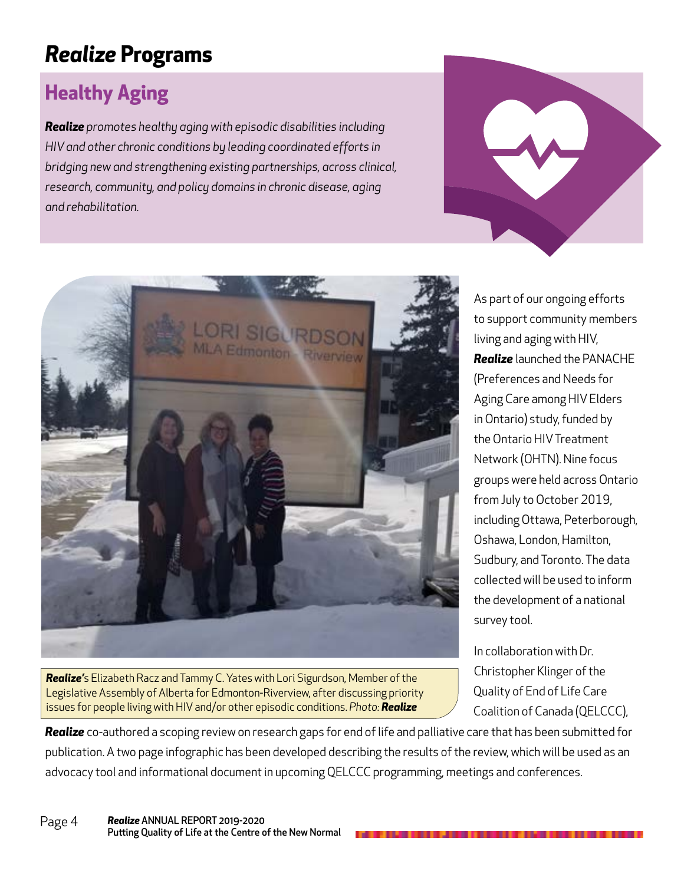# *Realize* Programs

## Healthy Aging

***Realize*** *promotes healthy aging with episodic disabilities including HIV and other chronic conditions by leading coordinated efforts in bridging new and strengthening existing partnerships, across clinical, research, community, and policy domains in chronic disease, aging and rehabilitation.*

***Realize***'s Elizabeth Racz and Tammy C. Yates with Lori Sigurdson, Member of the Legislative Assembly of Alberta for Edmonton-Riverview, after discussing priority issues for people living with HIV and/or other episodic conditions. *Photo:* ***Realize***

As part of our ongoing efforts to support community members living and aging with HIV, ***Realize*** launched the PANACHE (Preferences and Needs for Aging Care among HIV Elders in Ontario) study, funded by the Ontario HIV Treatment Network (OHTN). Nine focus groups were held across Ontario from July to October 2019, including Ottawa, Peterborough, Oshawa, London, Hamilton, Sudbury, and Toronto. The data collected will be used to inform the development of a national survey tool.

In collaboration with Dr. Christopher Klinger of the Quality of End of Life Care Coalition of Canada (QELCCC), ***Realize*** co-authored a scoping review on research gaps for end of life and palliative care that has been submitted for publication. A two page infographic has been developed describing the results of the review, which will be used as an advocacy tool and informational document in upcoming QELCCC programming, meetings and conferences.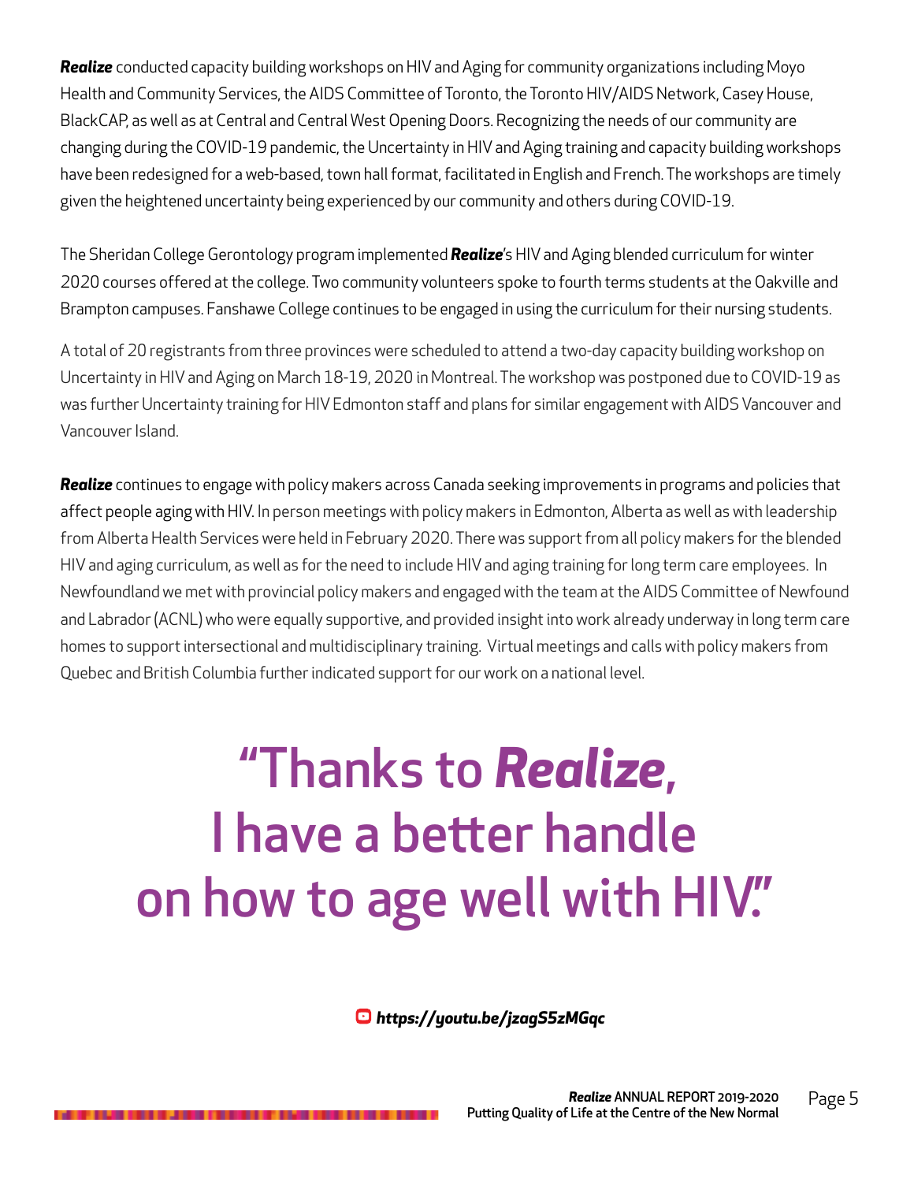***Realize*** conducted capacity building workshops on HIV and Aging for community organizations including Moyo Health and Community Services, the AIDS Committee of Toronto, the Toronto HIV/AIDS Network, Casey House, BlackCAP, as well as at Central and Central West Opening Doors. Recognizing the needs of our community are changing during the COVID-19 pandemic, the Uncertainty in HIV and Aging training and capacity building workshops have been redesigned for a web-based, town hall format, facilitated in English and French. The workshops are timely given the heightened uncertainty being experienced by our community and others during COVID-19.

The Sheridan College Gerontology program implemented ***Realize***'s HIV and Aging blended curriculum for winter 2020 courses offered at the college. Two community volunteers spoke to fourth terms students at the Oakville and Brampton campuses. Fanshawe College continues to be engaged in using the curriculum for their nursing students.

A total of 20 registrants from three provinces were scheduled to attend a two-day capacity building workshop on Uncertainty in HIV and Aging on March 18-19, 2020 in Montreal. The workshop was postponed due to COVID-19 as was further Uncertainty training for HIV Edmonton staff and plans for similar engagement with AIDS Vancouver and Vancouver Island.

***Realize*** continues to engage with policy makers across Canada seeking improvements in programs and policies that affect people aging with HIV. In person meetings with policy makers in Edmonton, Alberta as well as with leadership from Alberta Health Services were held in February 2020. There was support from all policy makers for the blended HIV and aging curriculum, as well as for the need to include HIV and aging training for long term care employees. In Newfoundland we met with provincial policy makers and engaged with the team at the AIDS Committee of Newfound and Labrador (ACNL) who were equally supportive, and provided insight into work already underway in long term care homes to support intersectional and multidisciplinary training. Virtual meetings and calls with policy makers from Quebec and British Columbia further indicated support for our work on a national level.

# "Thanks to ***Realize***, I have a better handle on how to age well with HIV."

***https://youtu.be/jzagS5zMGqc***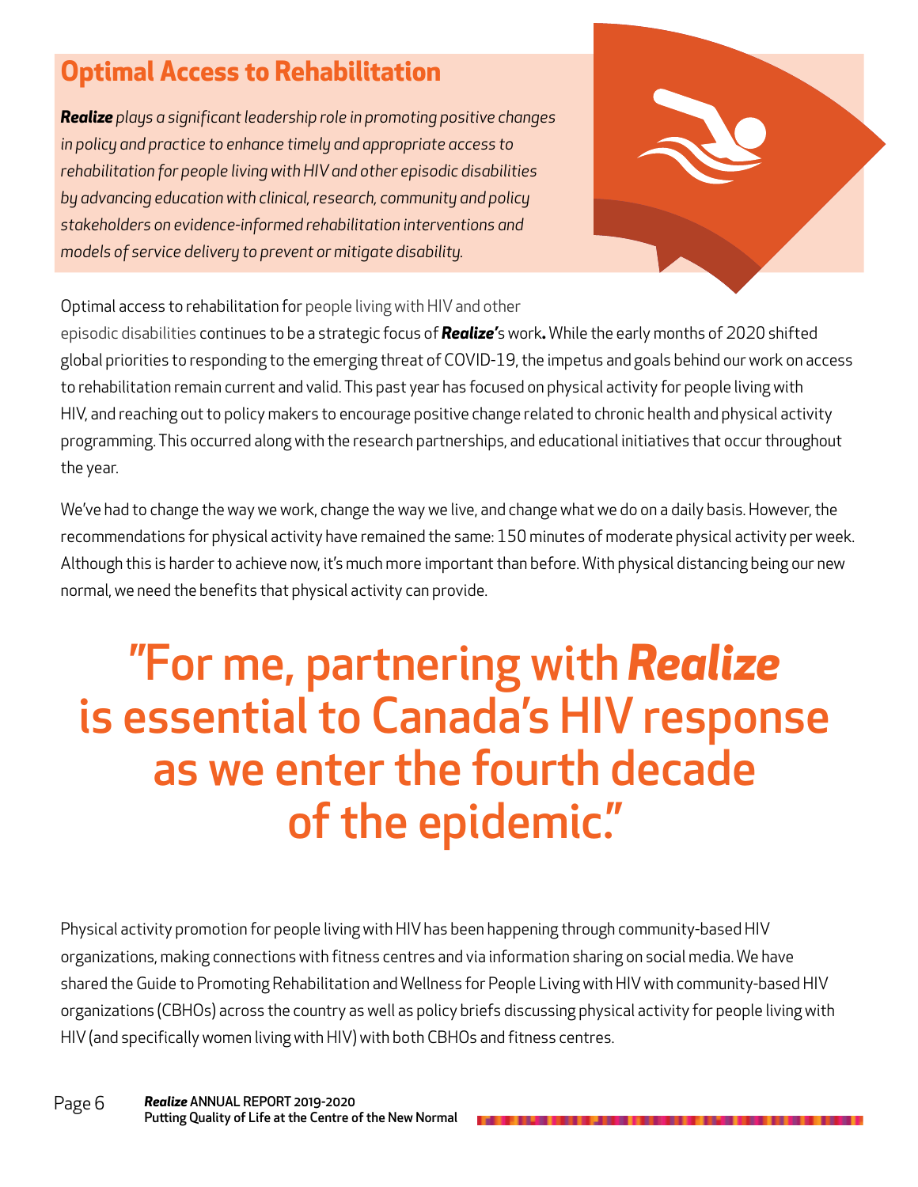## Optimal Access to Rehabilitation

***Realize** plays a significant leadership role in promoting positive changes in policy and practice to enhance timely and appropriate access to rehabilitation for people living with HIV and other episodic disabilities by advancing education with clinical, research, community and policy stakeholders on evidence-informed rehabilitation interventions and models of service delivery to prevent or mitigate disability.*

Optimal access to rehabilitation for people living with HIV and other episodic disabilities continues to be a strategic focus of ***Realize'***s work**.** While the early months of 2020 shifted global priorities to responding to the emerging threat of COVID-19, the impetus and goals behind our work on access to rehabilitation remain current and valid. This past year has focused on physical activity for people living with HIV, and reaching out to policy makers to encourage positive change related to chronic health and physical activity programming. This occurred along with the research partnerships, and educational initiatives that occur throughout the year.

We've had to change the way we work, change the way we live, and change what we do on a daily basis. However, the recommendations for physical activity have remained the same: 150 minutes of moderate physical activity per week. Although this is harder to achieve now, it's much more important than before. With physical distancing being our new normal, we need the benefits that physical activity can provide.

> "For me, partnering with ***Realize*** is essential to Canada's HIV response as we enter the fourth decade of the epidemic."

Physical activity promotion for people living with HIV has been happening through community-based HIV organizations, making connections with fitness centres and via information sharing on social media. We have shared the Guide to Promoting Rehabilitation and Wellness for People Living with HIV with community-based HIV organizations (CBHOs) across the country as well as policy briefs discussing physical activity for people living with HIV (and specifically women living with HIV) with both CBHOs and fitness centres.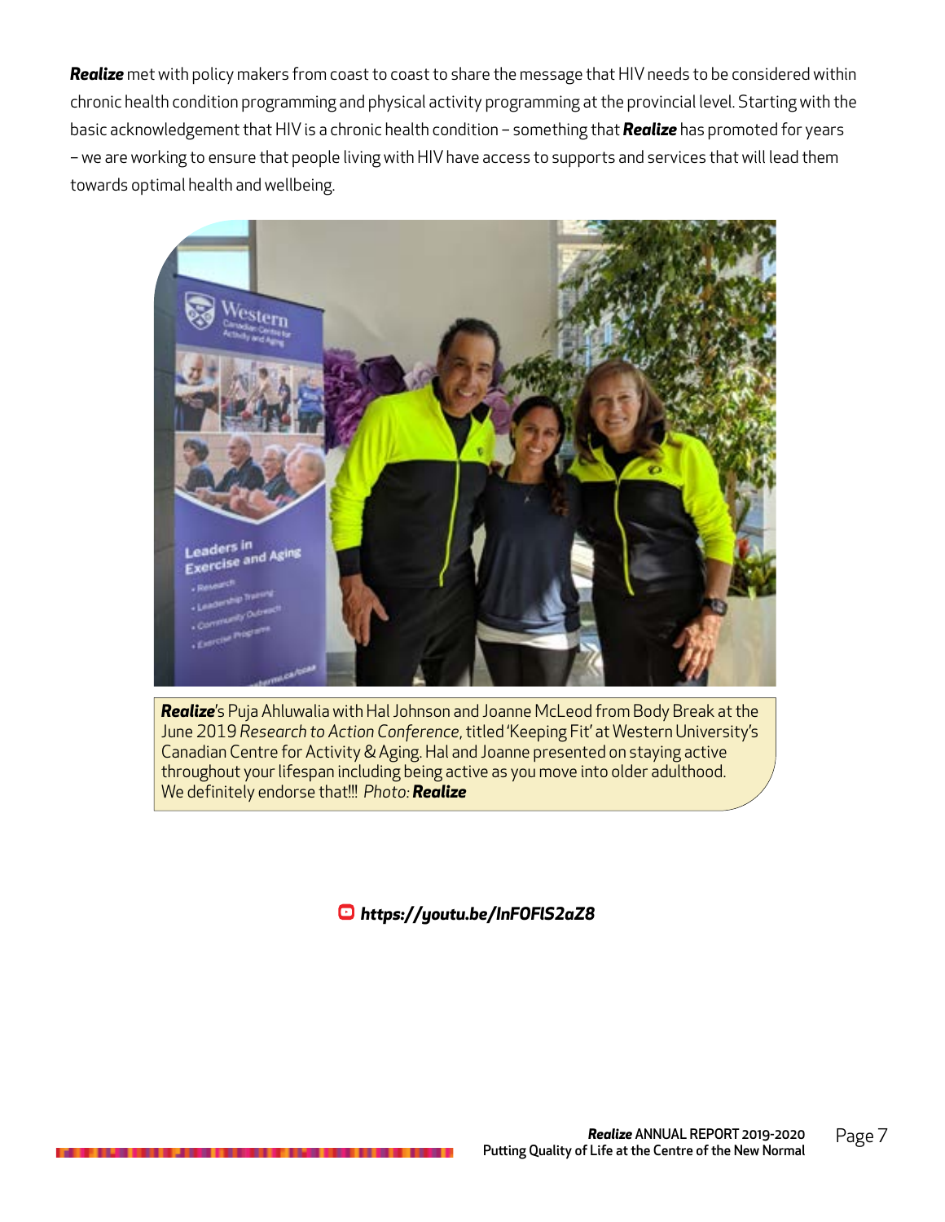***Realize*** met with policy makers from coast to coast to share the message that HIV needs to be considered within chronic health condition programming and physical activity programming at the provincial level. Starting with the basic acknowledgement that HIV is a chronic health condition – something that ***Realize*** has promoted for years – we are working to ensure that people living with HIV have access to supports and services that will lead them towards optimal health and wellbeing.

***Realize***'s Puja Ahluwalia with Hal Johnson and Joanne McLeod from Body Break at the June 2019 *Research to Action Conference*, titled 'Keeping Fit' at Western University's Canadian Centre for Activity & Aging. Hal and Joanne presented on staying active throughout your lifespan including being active as you move into older adulthood. We definitely endorse that!!! *Photo:* ***Realize***

***https://youtu.be/InFOFlS2aZ8***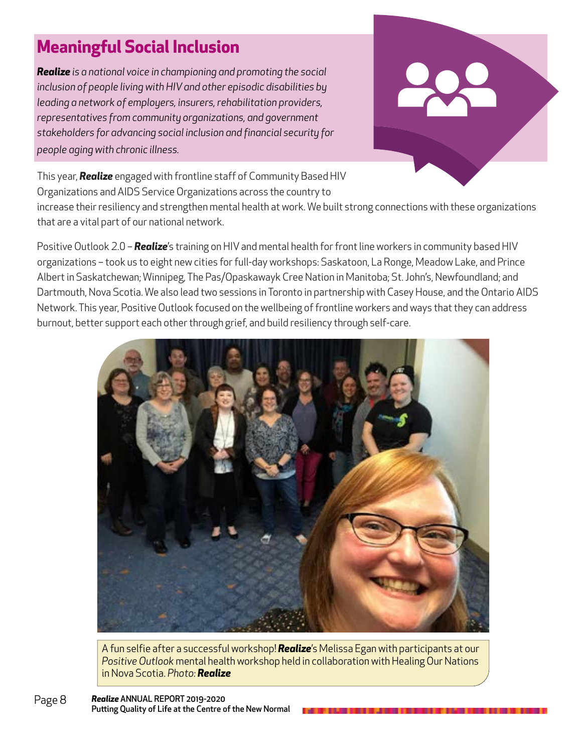# Meaningful Social Inclusion

***Realize*** *is a national voice in championing and promoting the social inclusion of people living with HIV and other episodic disabilities by leading a network of employers, insurers, rehabilitation providers, representatives from community organizations, and government stakeholders for advancing social inclusion and financial security for people aging with chronic illness.*

This year, ***Realize*** engaged with frontline staff of Community Based HIV Organizations and AIDS Service Organizations across the country to increase their resiliency and strengthen mental health at work. We built strong connections with these organizations that are a vital part of our national network.

Positive Outlook 2.0 – ***Realize***'s training on HIV and mental health for front line workers in community based HIV organizations – took us to eight new cities for full-day workshops: Saskatoon, La Ronge, Meadow Lake, and Prince Albert in Saskatchewan; Winnipeg, The Pas/Opaskawayk Cree Nation in Manitoba; St. John's, Newfoundland; and Dartmouth, Nova Scotia. We also lead two sessions in Toronto in partnership with Casey House, and the Ontario AIDS Network. This year, Positive Outlook focused on the wellbeing of frontline workers and ways that they can address burnout, better support each other through grief, and build resiliency through self-care.

A fun selfie after a successful workshop! ***Realize***'s Melissa Egan with participants at our *Positive Outlook* mental health workshop held in collaboration with Healing Our Nations in Nova Scotia. *Photo:* ***Realize***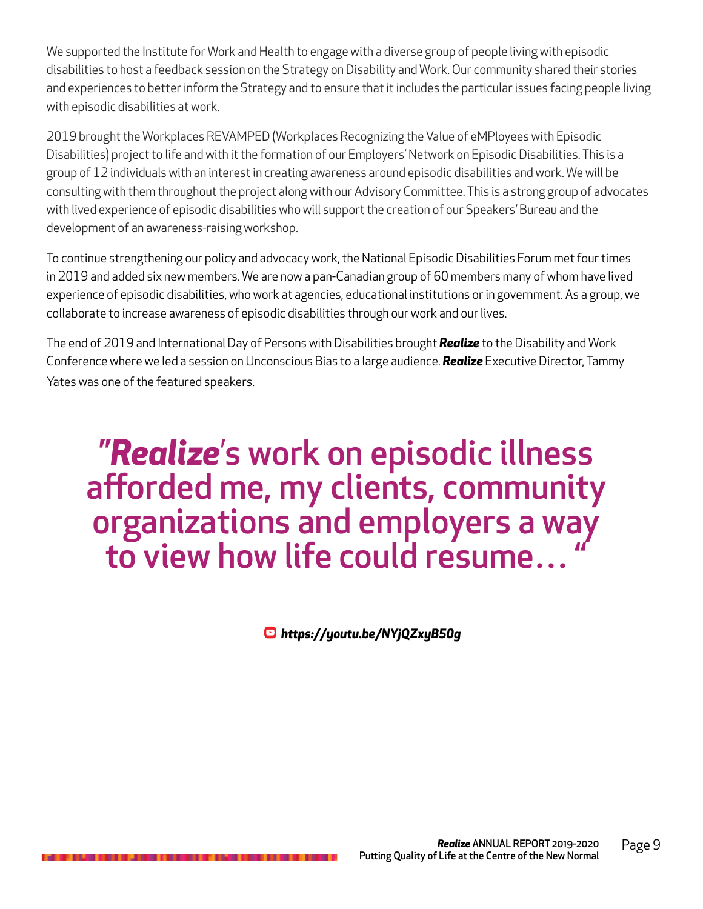We supported the Institute for Work and Health to engage with a diverse group of people living with episodic disabilities to host a feedback session on the Strategy on Disability and Work. Our community shared their stories and experiences to better inform the Strategy and to ensure that it includes the particular issues facing people living with episodic disabilities at work.

2019 brought the Workplaces REVAMPED (Workplaces Recognizing the Value of eMPloyees with Episodic Disabilities) project to life and with it the formation of our Employers' Network on Episodic Disabilities. This is a group of 12 individuals with an interest in creating awareness around episodic disabilities and work. We will be consulting with them throughout the project along with our Advisory Committee. This is a strong group of advocates with lived experience of episodic disabilities who will support the creation of our Speakers' Bureau and the development of an awareness-raising workshop.

To continue strengthening our policy and advocacy work, the National Episodic Disabilities Forum met four times in 2019 and added six new members. We are now a pan-Canadian group of 60 members many of whom have lived experience of episodic disabilities, who work at agencies, educational institutions or in government. As a group, we collaborate to increase awareness of episodic disabilities through our work and our lives.

The end of 2019 and International Day of Persons with Disabilities brought ***Realize*** to the Disability and Work Conference where we led a session on Unconscious Bias to a large audience. ***Realize*** Executive Director, Tammy Yates was one of the featured speakers.

## "***Realize***'s work on episodic illness afforded me, my clients, community organizations and employers a way to view how life could resume… "

***https://youtu.be/NYjQZxyB50g***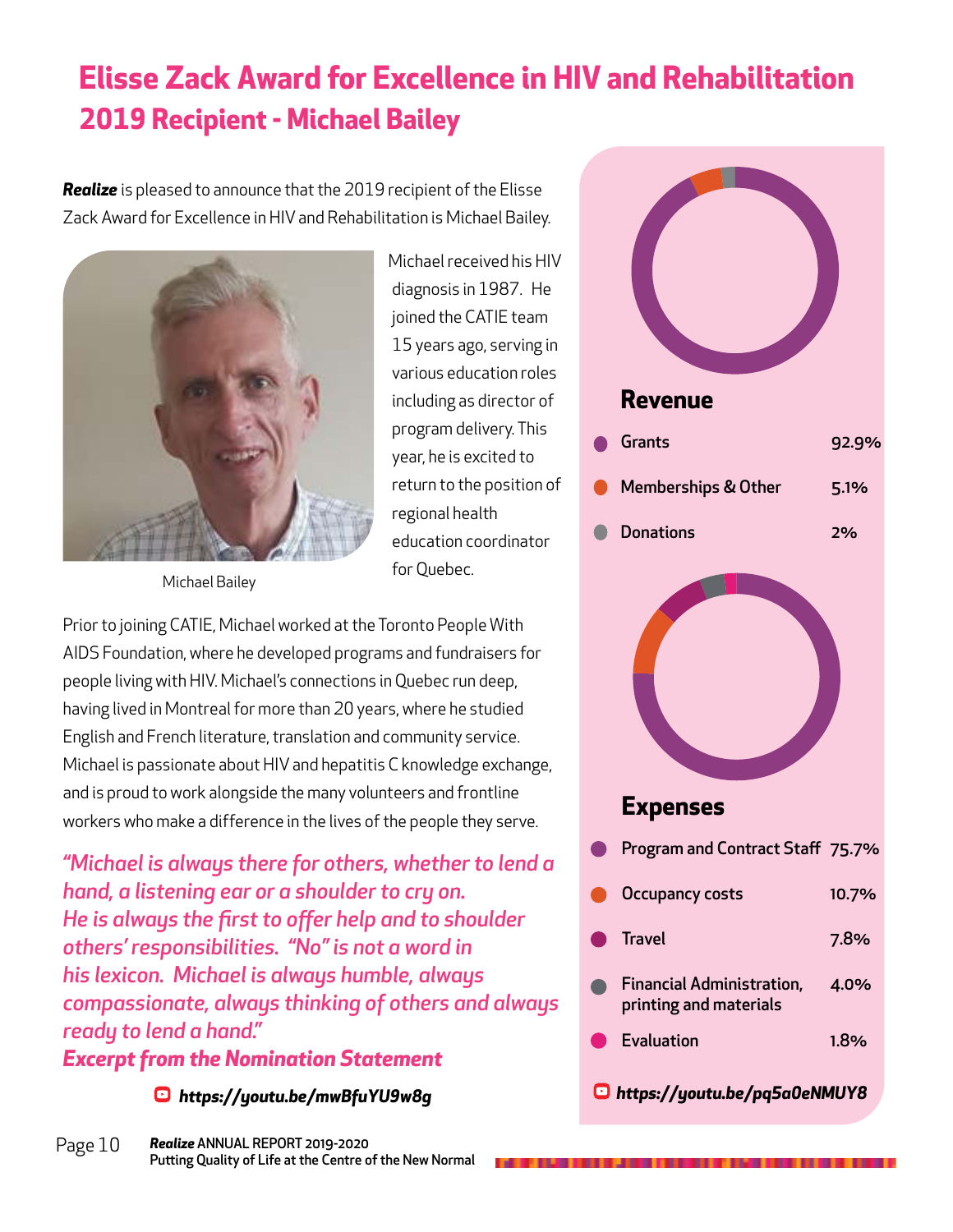# Elisse Zack Award for Excellence in HIV and Rehabilitation

## 2019 Recipient - Michael Bailey

***Realize*** is pleased to announce that the 2019 recipient of the Elisse Zack Award for Excellence in HIV and Rehabilitation is Michael Bailey.

Michael Bailey

Michael received his HIV diagnosis in 1987. He joined the CATIE team 15 years ago, serving in various education roles including as director of program delivery. This year, he is excited to return to the position of regional health education coordinator for Quebec.

Prior to joining CATIE, Michael worked at the Toronto People With AIDS Foundation, where he developed programs and fundraisers for people living with HIV. Michael's connections in Quebec run deep, having lived in Montreal for more than 20 years, where he studied English and French literature, translation and community service. Michael is passionate about HIV and hepatitis C knowledge exchange, and is proud to work alongside the many volunteers and frontline workers who make a difference in the lives of the people they serve.

*"Michael is always there for others, whether to lend a hand, a listening ear or a shoulder to cry on. He is always the first to offer help and to shoulder others' responsibilities. "No" is not a word in his lexicon. Michael is always humble, always compassionate, always thinking of others and always ready to lend a hand."*

***Excerpt from the Nomination Statement***

***https://youtu.be/mwBfuYU9w8g***

### Revenue

Grants 92.9%

Memberships & Other 5.1%

Donations 2%

### Expenses

Program and Contract Staff 75.7%

Occupancy costs 10.7%

Travel 7.8%

Financial Administration, printing and materials 4.0%

Evaluation 1.8%

***https://youtu.be/pq5a0eNMUY8***